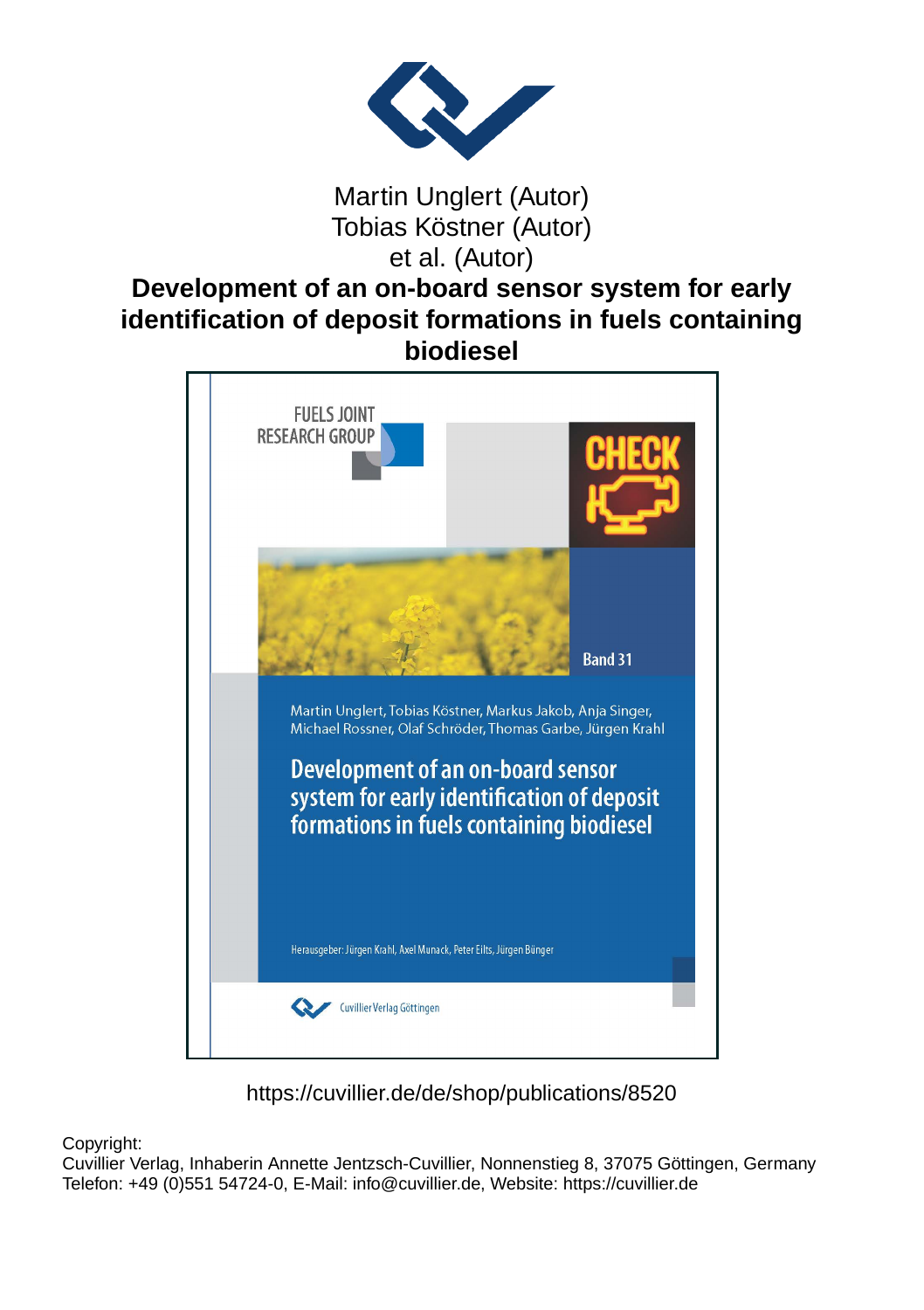Martin Unglert (Autor)
Tobias Köstner (Autor)
et al. (Autor)

# Development of an on-board sensor system for early identification of deposit formations in fuels containing biodiesel

FUELS JOINT RESEARCH GROUP

CHECK

Band 31

Martin Unglert, Tobias Köstner, Markus Jakob, Anja Singer, Michael Rossner, Olaf Schröder, Thomas Garbe, Jürgen Krahl

## Development of an on-board sensor system for early identification of deposit formations in fuels containing biodiesel

Herausgeber: Jürgen Krahl, Axel Munack, Peter Eilts, Jürgen Bünger

Cuvillier Verlag Göttingen

https://cuvillier.de/de/shop/publications/8520

Copyright:
Cuvillier Verlag, Inhaberin Annette Jentzsch-Cuvillier, Nonnenstieg 8, 37075 Göttingen, Germany
Telefon: +49 (0)551 54724-0, E-Mail: info@cuvillier.de, Website: https://cuvillier.de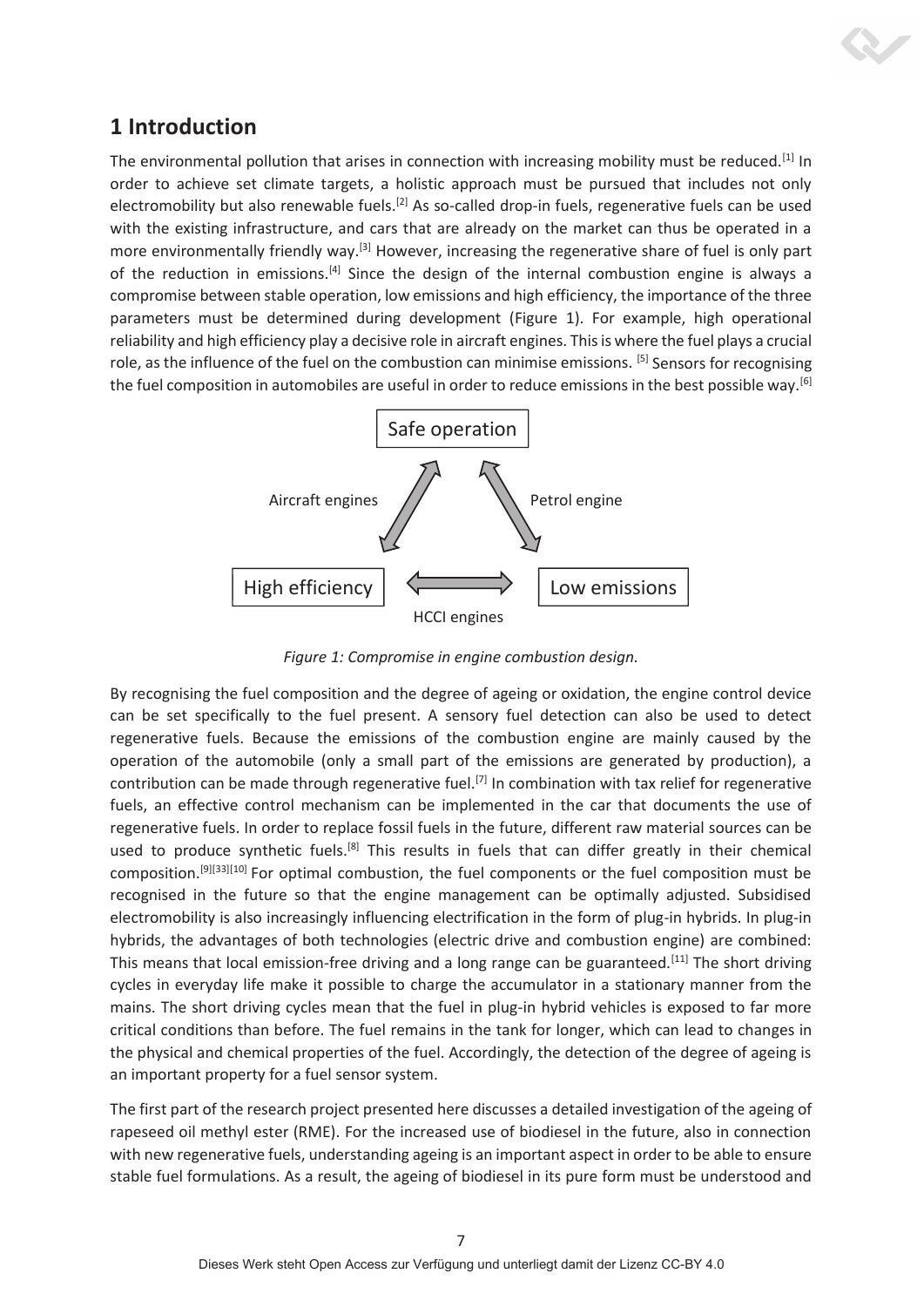## 1 Introduction

The environmental pollution that arises in connection with increasing mobility must be reduced.[1] In order to achieve set climate targets, a holistic approach must be pursued that includes not only electromobility but also renewable fuels.[2] As so-called drop-in fuels, regenerative fuels can be used with the existing infrastructure, and cars that are already on the market can thus be operated in a more environmentally friendly way.[3] However, increasing the regenerative share of fuel is only part of the reduction in emissions.[4] Since the design of the internal combustion engine is always a compromise between stable operation, low emissions and high efficiency, the importance of the three parameters must be determined during development (Figure 1). For example, high operational reliability and high efficiency play a decisive role in aircraft engines. This is where the fuel plays a crucial role, as the influence of the fuel on the combustion can minimise emissions. [5] Sensors for recognising the fuel composition in automobiles are useful in order to reduce emissions in the best possible way.[6]

*Figure 1: Compromise in engine combustion design.*

By recognising the fuel composition and the degree of ageing or oxidation, the engine control device can be set specifically to the fuel present. A sensory fuel detection can also be used to detect regenerative fuels. Because the emissions of the combustion engine are mainly caused by the operation of the automobile (only a small part of the emissions are generated by production), a contribution can be made through regenerative fuel.[7] In combination with tax relief for regenerative fuels, an effective control mechanism can be implemented in the car that documents the use of regenerative fuels. In order to replace fossil fuels in the future, different raw material sources can be used to produce synthetic fuels.[8] This results in fuels that can differ greatly in their chemical composition.[9][33][10] For optimal combustion, the fuel components or the fuel composition must be recognised in the future so that the engine management can be optimally adjusted. Subsidised electromobility is also increasingly influencing electrification in the form of plug-in hybrids. In plug-in hybrids, the advantages of both technologies (electric drive and combustion engine) are combined: This means that local emission-free driving and a long range can be guaranteed.[11] The short driving cycles in everyday life make it possible to charge the accumulator in a stationary manner from the mains. The short driving cycles mean that the fuel in plug-in hybrid vehicles is exposed to far more critical conditions than before. The fuel remains in the tank for longer, which can lead to changes in the physical and chemical properties of the fuel. Accordingly, the detection of the degree of ageing is an important property for a fuel sensor system.

The first part of the research project presented here discusses a detailed investigation of the ageing of rapeseed oil methyl ester (RME). For the increased use of biodiesel in the future, also in connection with new regenerative fuels, understanding ageing is an important aspect in order to be able to ensure stable fuel formulations. As a result, the ageing of biodiesel in its pure form must be understood and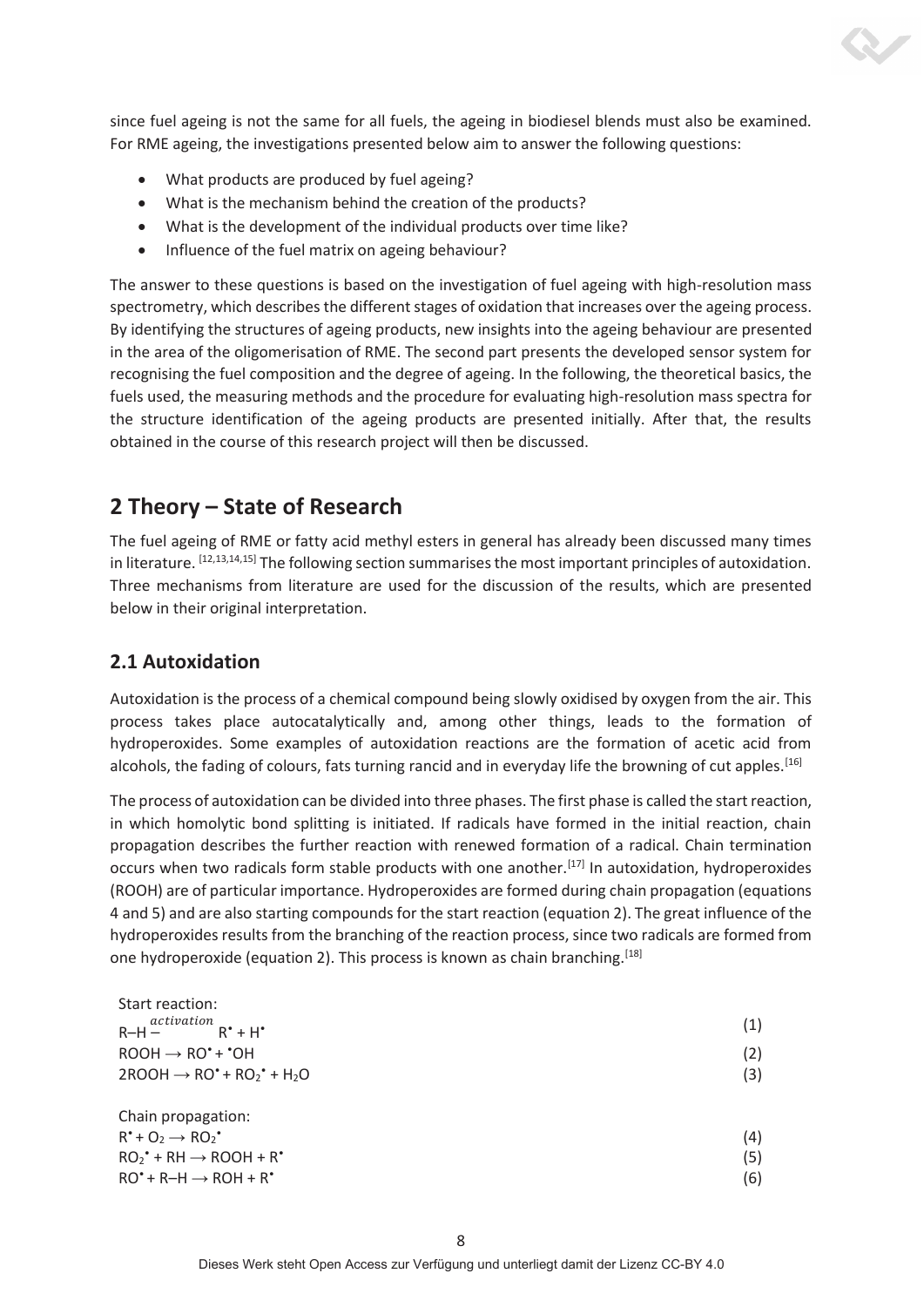since fuel ageing is not the same for all fuels, the ageing in biodiesel blends must also be examined. For RME ageing, the investigations presented below aim to answer the following questions:

- What products are produced by fuel ageing?
- What is the mechanism behind the creation of the products?
- What is the development of the individual products over time like?
- Influence of the fuel matrix on ageing behaviour?

The answer to these questions is based on the investigation of fuel ageing with high-resolution mass spectrometry, which describes the different stages of oxidation that increases over the ageing process. By identifying the structures of ageing products, new insights into the ageing behaviour are presented in the area of the oligomerisation of RME. The second part presents the developed sensor system for recognising the fuel composition and the degree of ageing. In the following, the theoretical basics, the fuels used, the measuring methods and the procedure for evaluating high-resolution mass spectra for the structure identification of the ageing products are presented initially. After that, the results obtained in the course of this research project will then be discussed.

# 2 Theory – State of Research

The fuel ageing of RME or fatty acid methyl esters in general has already been discussed many times in literature. [12,13,14,15] The following section summarises the most important principles of autoxidation. Three mechanisms from literature are used for the discussion of the results, which are presented below in their original interpretation.

## 2.1 Autoxidation

Autoxidation is the process of a chemical compound being slowly oxidised by oxygen from the air. This process takes place autocatalytically and, among other things, leads to the formation of hydroperoxides. Some examples of autoxidation reactions are the formation of acetic acid from alcohols, the fading of colours, fats turning rancid and in everyday life the browning of cut apples.[16]

The process of autoxidation can be divided into three phases. The first phase is called the start reaction, in which homolytic bond splitting is initiated. If radicals have formed in the initial reaction, chain propagation describes the further reaction with renewed formation of a radical. Chain termination occurs when two radicals form stable products with one another.[17] In autoxidation, hydroperoxides (ROOH) are of particular importance. Hydroperoxides are formed during chain propagation (equations 4 and 5) and are also starting compounds for the start reaction (equation 2). The great influence of the hydroperoxides results from the branching of the reaction process, since two radicals are formed from one hydroperoxide (equation 2). This process is known as chain branching.[18]

Start reaction:

$$R\text{–}H \xrightarrow{activation} R^{\bullet} + H^{\bullet} \tag{1}$$

$$ROOH \rightarrow RO^{\bullet} + {}^{\bullet}OH \tag{2}$$

$$2ROOH \rightarrow RO^{\bullet} + RO_2^{\bullet} + H_2O \tag{3}$$

Chain propagation:

$$R^{\bullet} + O_2 \rightarrow RO_2^{\bullet} \tag{4}$$

$$RO_2^{\bullet} + RH \rightarrow ROOH + R^{\bullet} \tag{5}$$

$$RO^{\bullet} + R\text{–}H \rightarrow ROH + R^{\bullet} \tag{6}$$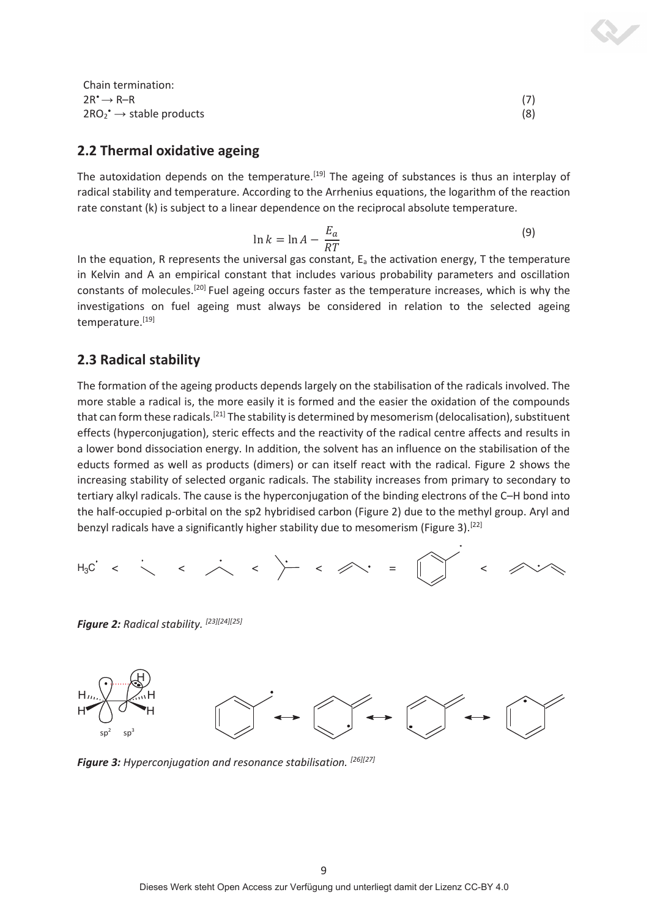Chain termination:

$2R^{\bullet} \rightarrow R\text{–}R$ (7)

$2RO_2^{\bullet} \rightarrow$ stable products (8)

## 2.2 Thermal oxidative ageing

The autoxidation depends on the temperature.[19] The ageing of substances is thus an interplay of radical stability and temperature. According to the Arrhenius equations, the logarithm of the reaction rate constant (k) is subject to a linear dependence on the reciprocal absolute temperature.

$$\ln k = \ln A - \frac{E_a}{RT} \tag{9}$$

In the equation, R represents the universal gas constant, $E_a$ the activation energy, T the temperature in Kelvin and A an empirical constant that includes various probability parameters and oscillation constants of molecules.[20] Fuel ageing occurs faster as the temperature increases, which is why the investigations on fuel ageing must always be considered in relation to the selected ageing temperature.[19]

## 2.3 Radical stability

The formation of the ageing products depends largely on the stabilisation of the radicals involved. The more stable a radical is, the more easily it is formed and the easier the oxidation of the compounds that can form these radicals.[21] The stability is determined by mesomerism (delocalisation), substituent effects (hyperconjugation), steric effects and the reactivity of the radical centre affects and results in a lower bond dissociation energy. In addition, the solvent has an influence on the stabilisation of the educts formed as well as products (dimers) or can itself react with the radical. Figure 2 shows the increasing stability of selected organic radicals. The stability increases from primary to secondary to tertiary alkyl radicals. The cause is the hyperconjugation of the binding electrons of the C–H bond into the half-occupied p-orbital on the sp2 hybridised carbon (Figure 2) due to the methyl group. Aryl and benzyl radicals have a significantly higher stability due to mesomerism (Figure 3).[22]

*Figure 2:* *Radical stability.* [23][24][25]

*Figure 3:* *Hyperconjugation and resonance stabilisation.* [26][27]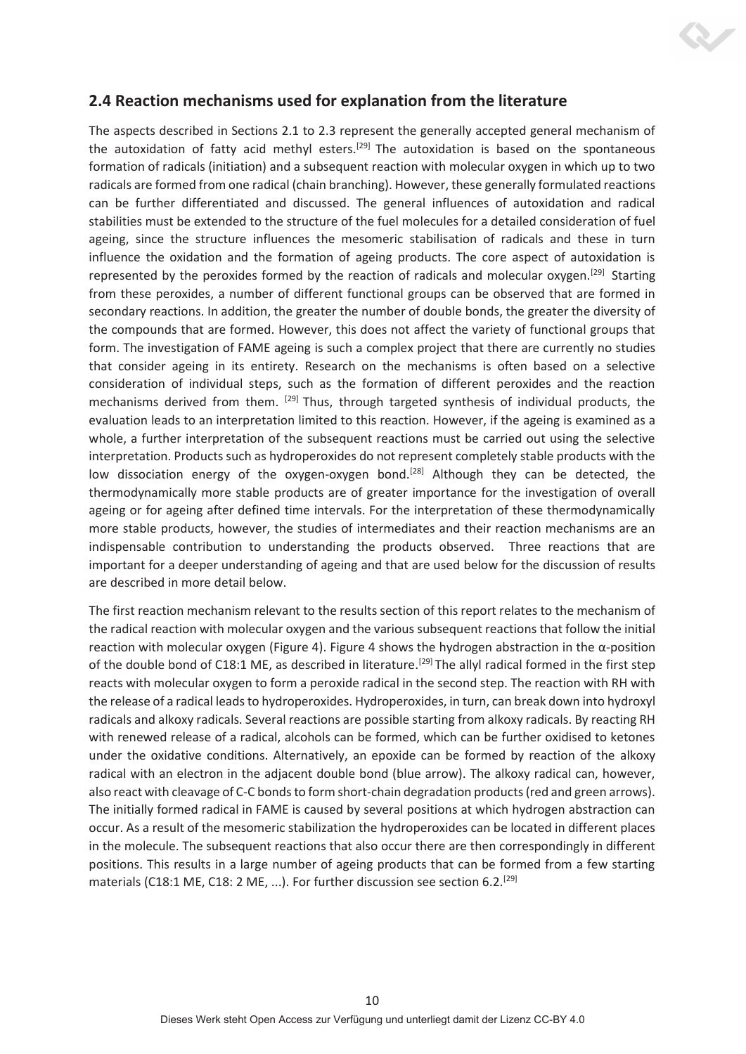## 2.4 Reaction mechanisms used for explanation from the literature

The aspects described in Sections 2.1 to 2.3 represent the generally accepted general mechanism of the autoxidation of fatty acid methyl esters.[29] The autoxidation is based on the spontaneous formation of radicals (initiation) and a subsequent reaction with molecular oxygen in which up to two radicals are formed from one radical (chain branching). However, these generally formulated reactions can be further differentiated and discussed. The general influences of autoxidation and radical stabilities must be extended to the structure of the fuel molecules for a detailed consideration of fuel ageing, since the structure influences the mesomeric stabilisation of radicals and these in turn influence the oxidation and the formation of ageing products. The core aspect of autoxidation is represented by the peroxides formed by the reaction of radicals and molecular oxygen.[29] Starting from these peroxides, a number of different functional groups can be observed that are formed in secondary reactions. In addition, the greater the number of double bonds, the greater the diversity of the compounds that are formed. However, this does not affect the variety of functional groups that form. The investigation of FAME ageing is such a complex project that there are currently no studies that consider ageing in its entirety. Research on the mechanisms is often based on a selective consideration of individual steps, such as the formation of different peroxides and the reaction mechanisms derived from them. [29] Thus, through targeted synthesis of individual products, the evaluation leads to an interpretation limited to this reaction. However, if the ageing is examined as a whole, a further interpretation of the subsequent reactions must be carried out using the selective interpretation. Products such as hydroperoxides do not represent completely stable products with the low dissociation energy of the oxygen-oxygen bond.[28] Although they can be detected, the thermodynamically more stable products are of greater importance for the investigation of overall ageing or for ageing after defined time intervals. For the interpretation of these thermodynamically more stable products, however, the studies of intermediates and their reaction mechanisms are an indispensable contribution to understanding the products observed. Three reactions that are important for a deeper understanding of ageing and that are used below for the discussion of results are described in more detail below.

The first reaction mechanism relevant to the results section of this report relates to the mechanism of the radical reaction with molecular oxygen and the various subsequent reactions that follow the initial reaction with molecular oxygen (Figure 4). Figure 4 shows the hydrogen abstraction in the α-position of the double bond of C18:1 ME, as described in literature.[29] The allyl radical formed in the first step reacts with molecular oxygen to form a peroxide radical in the second step. The reaction with RH with the release of a radical leads to hydroperoxides. Hydroperoxides, in turn, can break down into hydroxyl radicals and alkoxy radicals. Several reactions are possible starting from alkoxy radicals. By reacting RH with renewed release of a radical, alcohols can be formed, which can be further oxidised to ketones under the oxidative conditions. Alternatively, an epoxide can be formed by reaction of the alkoxy radical with an electron in the adjacent double bond (blue arrow). The alkoxy radical can, however, also react with cleavage of C-C bonds to form short-chain degradation products (red and green arrows). The initially formed radical in FAME is caused by several positions at which hydrogen abstraction can occur. As a result of the mesomeric stabilization the hydroperoxides can be located in different places in the molecule. The subsequent reactions that also occur there are then correspondingly in different positions. This results in a large number of ageing products that can be formed from a few starting materials (C18:1 ME, C18: 2 ME, ...). For further discussion see section 6.2.[29]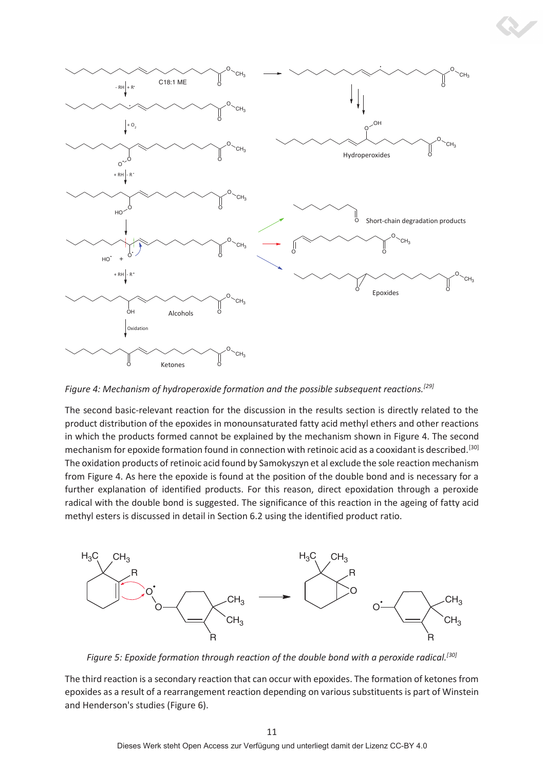*Figure 4: Mechanism of hydroperoxide formation and the possible subsequent reactions.[29]*

The second basic-relevant reaction for the discussion in the results section is directly related to the product distribution of the epoxides in monounsaturated fatty acid methyl ethers and other reactions in which the products formed cannot be explained by the mechanism shown in Figure 4. The second mechanism for epoxide formation found in connection with retinoic acid as a cooxidant is described.[30] The oxidation products of retinoic acid found by Samokyszyn et al exclude the sole reaction mechanism from Figure 4. As here the epoxide is found at the position of the double bond and is necessary for a further explanation of identified products. For this reason, direct epoxidation through a peroxide radical with the double bond is suggested. The significance of this reaction in the ageing of fatty acid methyl esters is discussed in detail in Section 6.2 using the identified product ratio.

*Figure 5: Epoxide formation through reaction of the double bond with a peroxide radical.[30]*

The third reaction is a secondary reaction that can occur with epoxides. The formation of ketones from epoxides as a result of a rearrangement reaction depending on various substituents is part of Winstein and Henderson's studies (Figure 6).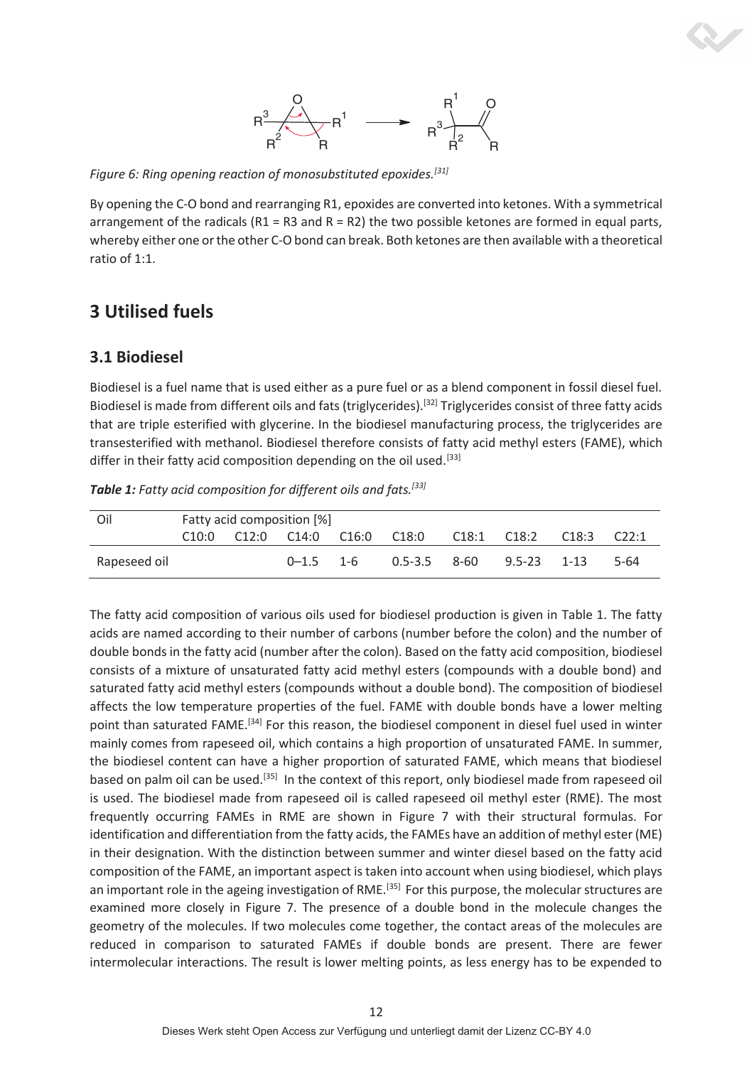*Figure 6: Ring opening reaction of monosubstituted epoxides.[31]*

By opening the C-O bond and rearranging R1, epoxides are converted into ketones. With a symmetrical arrangement of the radicals (R1 = R3 and R = R2) the two possible ketones are formed in equal parts, whereby either one or the other C-O bond can break. Both ketones are then available with a theoretical ratio of 1:1.

# 3 Utilised fuels

## 3.1 Biodiesel

Biodiesel is a fuel name that is used either as a pure fuel or as a blend component in fossil diesel fuel. Biodiesel is made from different oils and fats (triglycerides).[32] Triglycerides consist of three fatty acids that are triple esterified with glycerine. In the biodiesel manufacturing process, the triglycerides are transesterified with methanol. Biodiesel therefore consists of fatty acid methyl esters (FAME), which differ in their fatty acid composition depending on the oil used.[33]

***Table 1:*** *Fatty acid composition for different oils and fats.[33]*

| Oil | Fatty acid composition [%] | | | | | | | | |
|---|---|---|---|---|---|---|---|---|---|
| | C10:0 | C12:0 | C14:0 | C16:0 | C18:0 | C18:1 | C18:2 | C18:3 | C22:1 |
| Rapeseed oil | | | 0–1.5 | 1-6 | 0.5-3.5 | 8-60 | 9.5-23 | 1-13 | 5-64 |

The fatty acid composition of various oils used for biodiesel production is given in Table 1. The fatty acids are named according to their number of carbons (number before the colon) and the number of double bonds in the fatty acid (number after the colon). Based on the fatty acid composition, biodiesel consists of a mixture of unsaturated fatty acid methyl esters (compounds with a double bond) and saturated fatty acid methyl esters (compounds without a double bond). The composition of biodiesel affects the low temperature properties of the fuel. FAME with double bonds have a lower melting point than saturated FAME.[34] For this reason, the biodiesel component in diesel fuel used in winter mainly comes from rapeseed oil, which contains a high proportion of unsaturated FAME. In summer, the biodiesel content can have a higher proportion of saturated FAME, which means that biodiesel based on palm oil can be used.[35] In the context of this report, only biodiesel made from rapeseed oil is used. The biodiesel made from rapeseed oil is called rapeseed oil methyl ester (RME). The most frequently occurring FAMEs in RME are shown in Figure 7 with their structural formulas. For identification and differentiation from the fatty acids, the FAMEs have an addition of methyl ester (ME) in their designation. With the distinction between summer and winter diesel based on the fatty acid composition of the FAME, an important aspect is taken into account when using biodiesel, which plays an important role in the ageing investigation of RME.[35] For this purpose, the molecular structures are examined more closely in Figure 7. The presence of a double bond in the molecule changes the geometry of the molecules. If two molecules come together, the contact areas of the molecules are reduced in comparison to saturated FAMEs if double bonds are present. There are fewer intermolecular interactions. The result is lower melting points, as less energy has to be expended to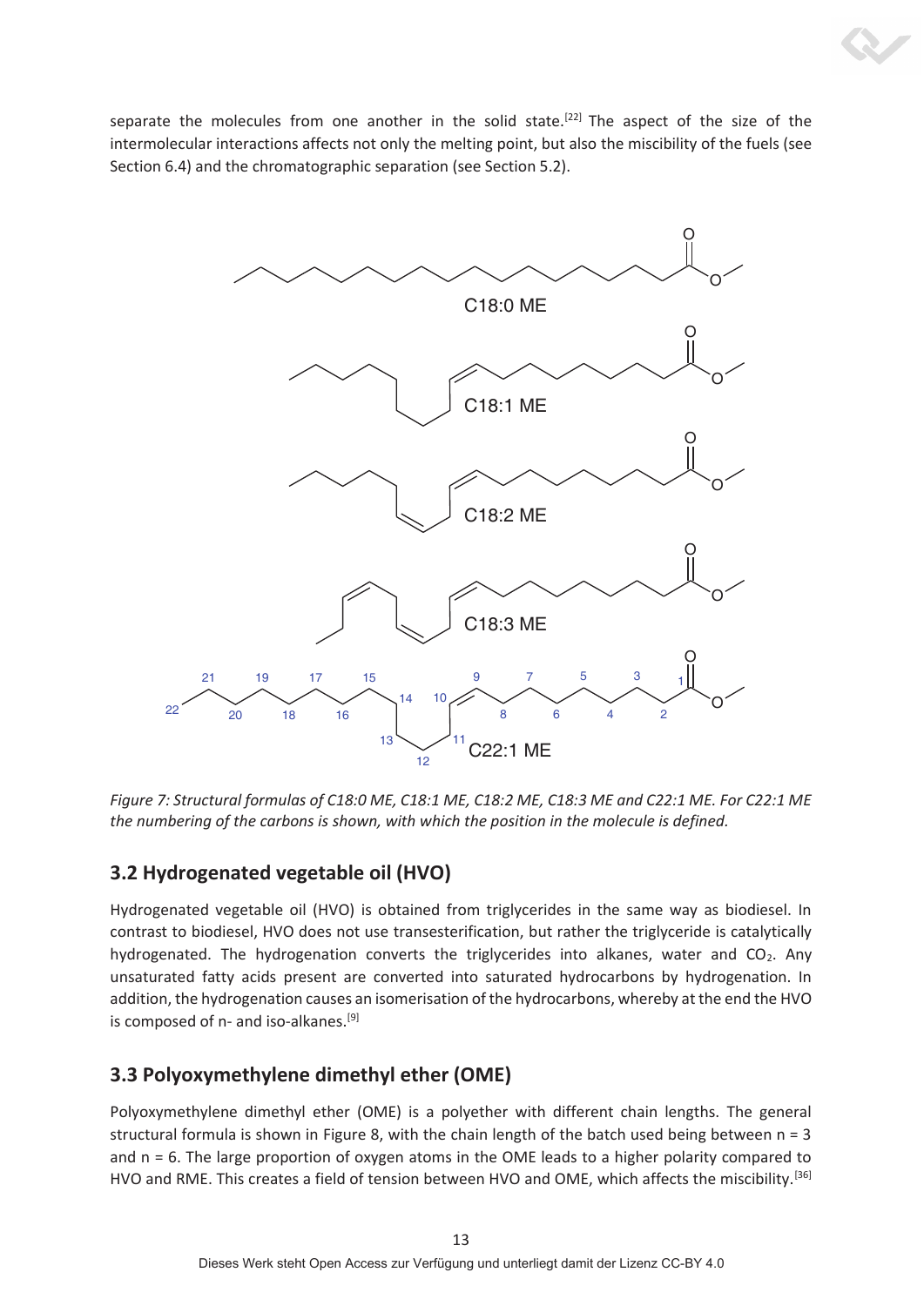separate the molecules from one another in the solid state.[22] The aspect of the size of the intermolecular interactions affects not only the melting point, but also the miscibility of the fuels (see Section 6.4) and the chromatographic separation (see Section 5.2).

*Figure 7: Structural formulas of C18:0 ME, C18:1 ME, C18:2 ME, C18:3 ME and C22:1 ME. For C22:1 ME the numbering of the carbons is shown, with which the position in the molecule is defined.*

## 3.2 Hydrogenated vegetable oil (HVO)

Hydrogenated vegetable oil (HVO) is obtained from triglycerides in the same way as biodiesel. In contrast to biodiesel, HVO does not use transesterification, but rather the triglyceride is catalytically hydrogenated. The hydrogenation converts the triglycerides into alkanes, water and $CO_2$. Any unsaturated fatty acids present are converted into saturated hydrocarbons by hydrogenation. In addition, the hydrogenation causes an isomerisation of the hydrocarbons, whereby at the end the HVO is composed of n- and iso-alkanes.[9]

## 3.3 Polyoxymethylene dimethyl ether (OME)

Polyoxymethylene dimethyl ether (OME) is a polyether with different chain lengths. The general structural formula is shown in Figure 8, with the chain length of the batch used being between n = 3 and n = 6. The large proportion of oxygen atoms in the OME leads to a higher polarity compared to HVO and RME. This creates a field of tension between HVO and OME, which affects the miscibility.[36]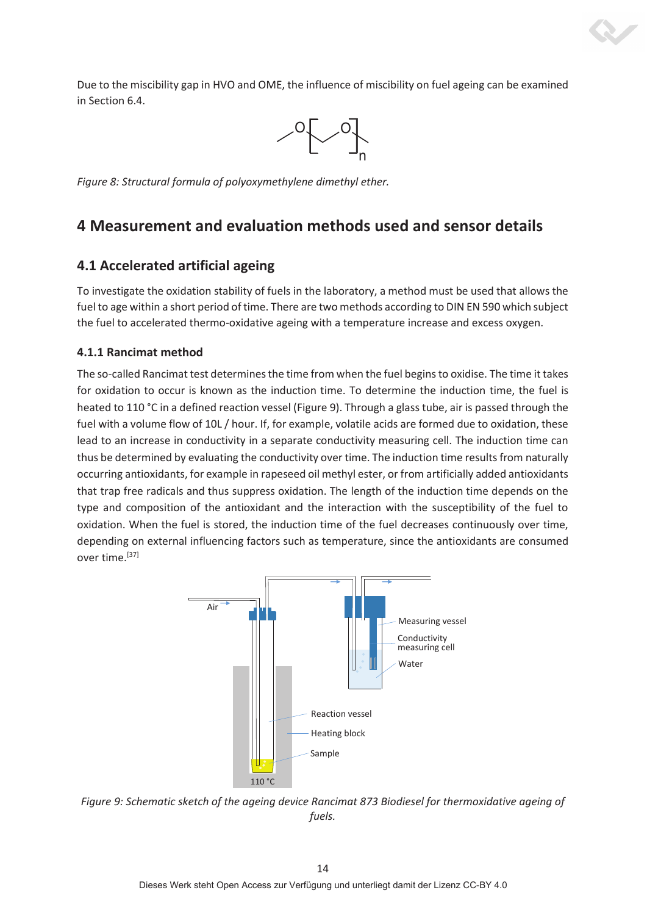Due to the miscibility gap in HVO and OME, the influence of miscibility on fuel ageing can be examined in Section 6.4.

*Figure 8: Structural formula of polyoxymethylene dimethyl ether.*

# 4 Measurement and evaluation methods used and sensor details

## 4.1 Accelerated artificial ageing

To investigate the oxidation stability of fuels in the laboratory, a method must be used that allows the fuel to age within a short period of time. There are two methods according to DIN EN 590 which subject the fuel to accelerated thermo-oxidative ageing with a temperature increase and excess oxygen.

### 4.1.1 Rancimat method

The so-called Rancimat test determines the time from when the fuel begins to oxidise. The time it takes for oxidation to occur is known as the induction time. To determine the induction time, the fuel is heated to 110 °C in a defined reaction vessel (Figure 9). Through a glass tube, air is passed through the fuel with a volume flow of 10L / hour. If, for example, volatile acids are formed due to oxidation, these lead to an increase in conductivity in a separate conductivity measuring cell. The induction time can thus be determined by evaluating the conductivity over time. The induction time results from naturally occurring antioxidants, for example in rapeseed oil methyl ester, or from artificially added antioxidants that trap free radicals and thus suppress oxidation. The length of the induction time depends on the type and composition of the antioxidant and the interaction with the susceptibility of the fuel to oxidation. When the fuel is stored, the induction time of the fuel decreases continuously over time, depending on external influencing factors such as temperature, since the antioxidants are consumed over time.[37]

*Figure 9: Schematic sketch of the ageing device Rancimat 873 Biodiesel for thermoxidative ageing of fuels.*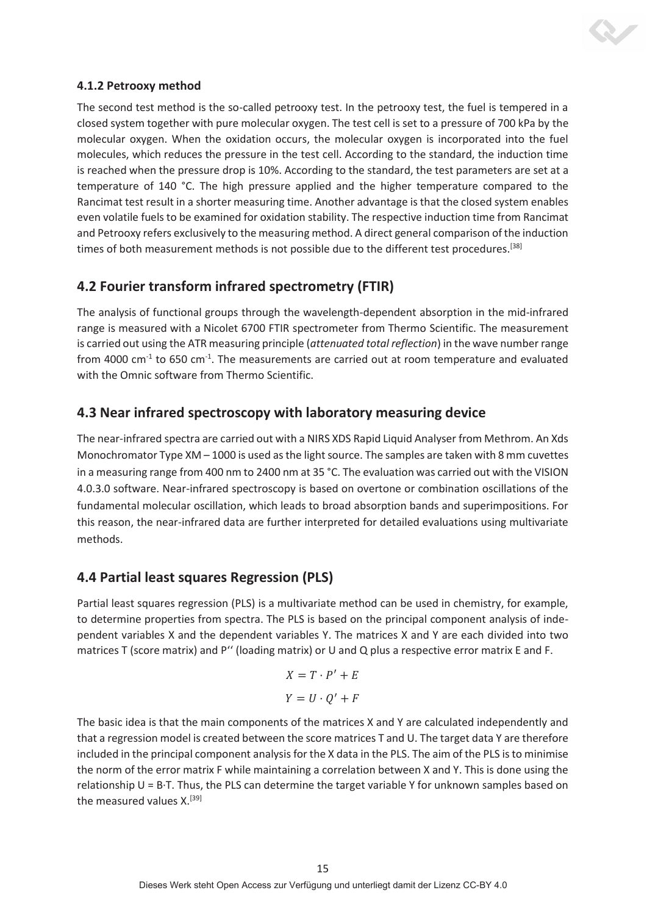### 4.1.2 Petrooxy method

The second test method is the so-called petrooxy test. In the petrooxy test, the fuel is tempered in a closed system together with pure molecular oxygen. The test cell is set to a pressure of 700 kPa by the molecular oxygen. When the oxidation occurs, the molecular oxygen is incorporated into the fuel molecules, which reduces the pressure in the test cell. According to the standard, the induction time is reached when the pressure drop is 10%. According to the standard, the test parameters are set at a temperature of 140 °C. The high pressure applied and the higher temperature compared to the Rancimat test result in a shorter measuring time. Another advantage is that the closed system enables even volatile fuels to be examined for oxidation stability. The respective induction time from Rancimat and Petrooxy refers exclusively to the measuring method. A direct general comparison of the induction times of both measurement methods is not possible due to the different test procedures.[38]

## 4.2 Fourier transform infrared spectrometry (FTIR)

The analysis of functional groups through the wavelength-dependent absorption in the mid-infrared range is measured with a Nicolet 6700 FTIR spectrometer from Thermo Scientific. The measurement is carried out using the ATR measuring principle (*attenuated total reflection*) in the wave number range from 4000 $cm^{-1}$ to 650 $cm^{-1}$. The measurements are carried out at room temperature and evaluated with the Omnic software from Thermo Scientific.

## 4.3 Near infrared spectroscopy with laboratory measuring device

The near-infrared spectra are carried out with a NIRS XDS Rapid Liquid Analyser from Methrom. An Xds Monochromator Type XM – 1000 is used as the light source. The samples are taken with 8 mm cuvettes in a measuring range from 400 nm to 2400 nm at 35 °C. The evaluation was carried out with the VISION 4.0.3.0 software. Near-infrared spectroscopy is based on overtone or combination oscillations of the fundamental molecular oscillation, which leads to broad absorption bands and superimpositions. For this reason, the near-infrared data are further interpreted for detailed evaluations using multivariate methods.

## 4.4 Partial least squares Regression (PLS)

Partial least squares regression (PLS) is a multivariate method can be used in chemistry, for example, to determine properties from spectra. The PLS is based on the principal component analysis of independent variables X and the dependent variables Y. The matrices X and Y are each divided into two matrices T (score matrix) and P'' (loading matrix) or U and Q plus a respective error matrix E and F.

$$X = T \cdot P' + E$$

$$Y = U \cdot Q' + F$$

The basic idea is that the main components of the matrices X and Y are calculated independently and that a regression model is created between the score matrices T and U. The target data Y are therefore included in the principal component analysis for the X data in the PLS. The aim of the PLS is to minimise the norm of the error matrix F while maintaining a correlation between X and Y. This is done using the relationship $U = B \cdot T$. Thus, the PLS can determine the target variable Y for unknown samples based on the measured values X.[39]